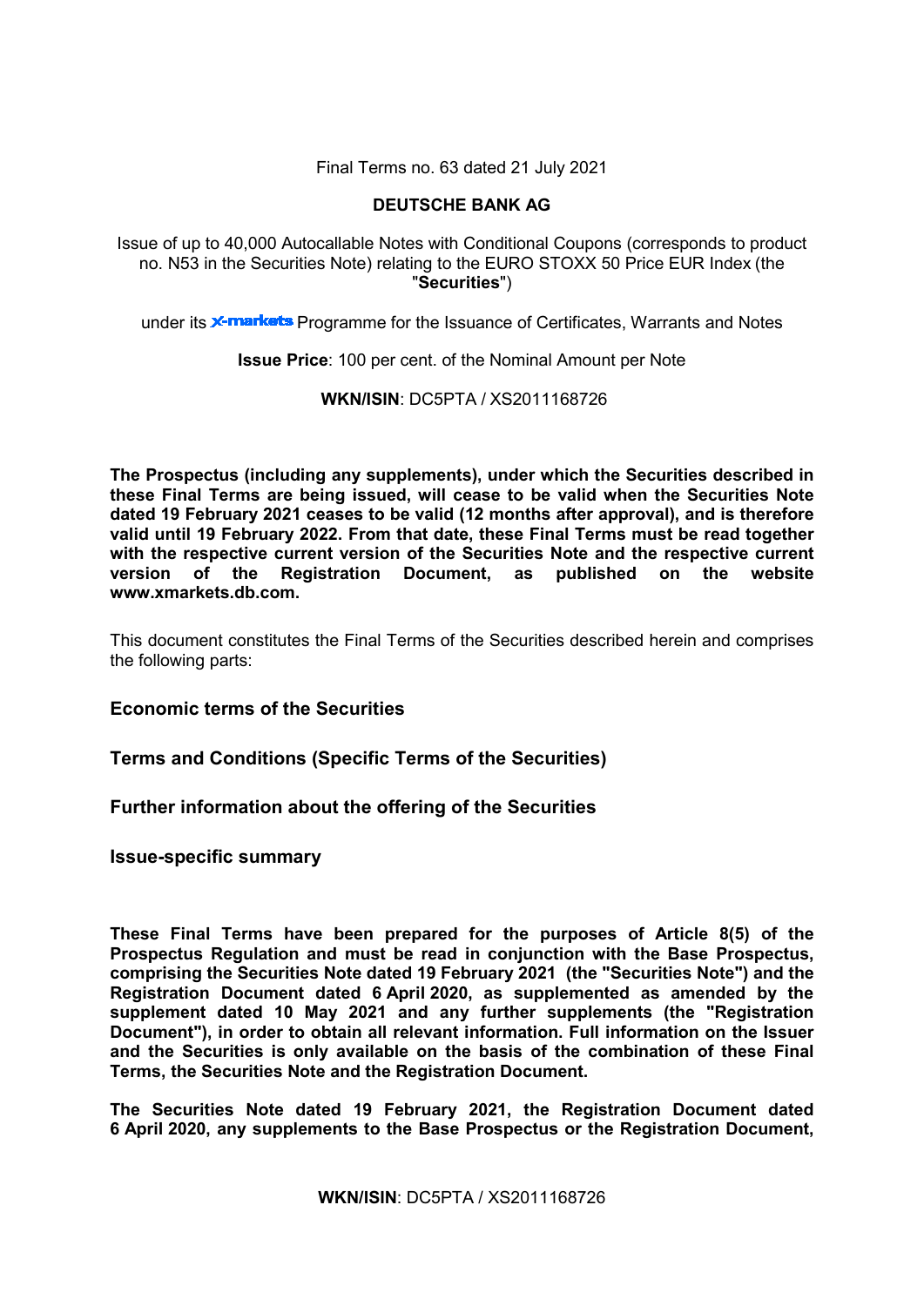Final Terms no. 63 dated 21 July 2021

**DEUTSCHE BANK AG**

Issue of up to 40,000 Autocallable Notes with Conditional Coupons (corresponds to product no. N53 in the Securities Note) relating to the EURO STOXX 50 Price EUR Index (the "**Securities**")

under its X-markets Programme for the Issuance of Certificates, Warrants and Notes

**Issue Price**: 100 per cent. of the Nominal Amount per Note

**WKN/ISIN**: DC5PTA / XS2011168726

**The Prospectus (including any supplements), under which the Securities described in these Final Terms are being issued, will cease to be valid when the Securities Note dated 19 February 2021 ceases to be valid (12 months after approval), and is therefore valid until 19 February 2022. From that date, these Final Terms must be read together with the respective current version of the Securities Note and the respective current version of the Registration Document, as published on the website www.xmarkets.db.com.**

This document constitutes the Final Terms of the Securities described herein and comprises the following parts:

**Economic terms of the Securities**

**Terms and Conditions (Specific Terms of the Securities)**

**Further information about the offering of the Securities**

**Issue-specific summary**

**These Final Terms have been prepared for the purposes of Article 8(5) of the Prospectus Regulation and must be read in conjunction with the Base Prospectus, comprising the Securities Note dated 19 February 2021 (the "Securities Note") and the Registration Document dated 6 April 2020, as supplemented as amended by the supplement dated 10 May 2021 and any further supplements (the "Registration Document"), in order to obtain all relevant information. Full information on the Issuer and the Securities is only available on the basis of the combination of these Final Terms, the Securities Note and the Registration Document.**

**The Securities Note dated 19 February 2021, the Registration Document dated 6 April 2020, any supplements to the Base Prospectus or the Registration Document,**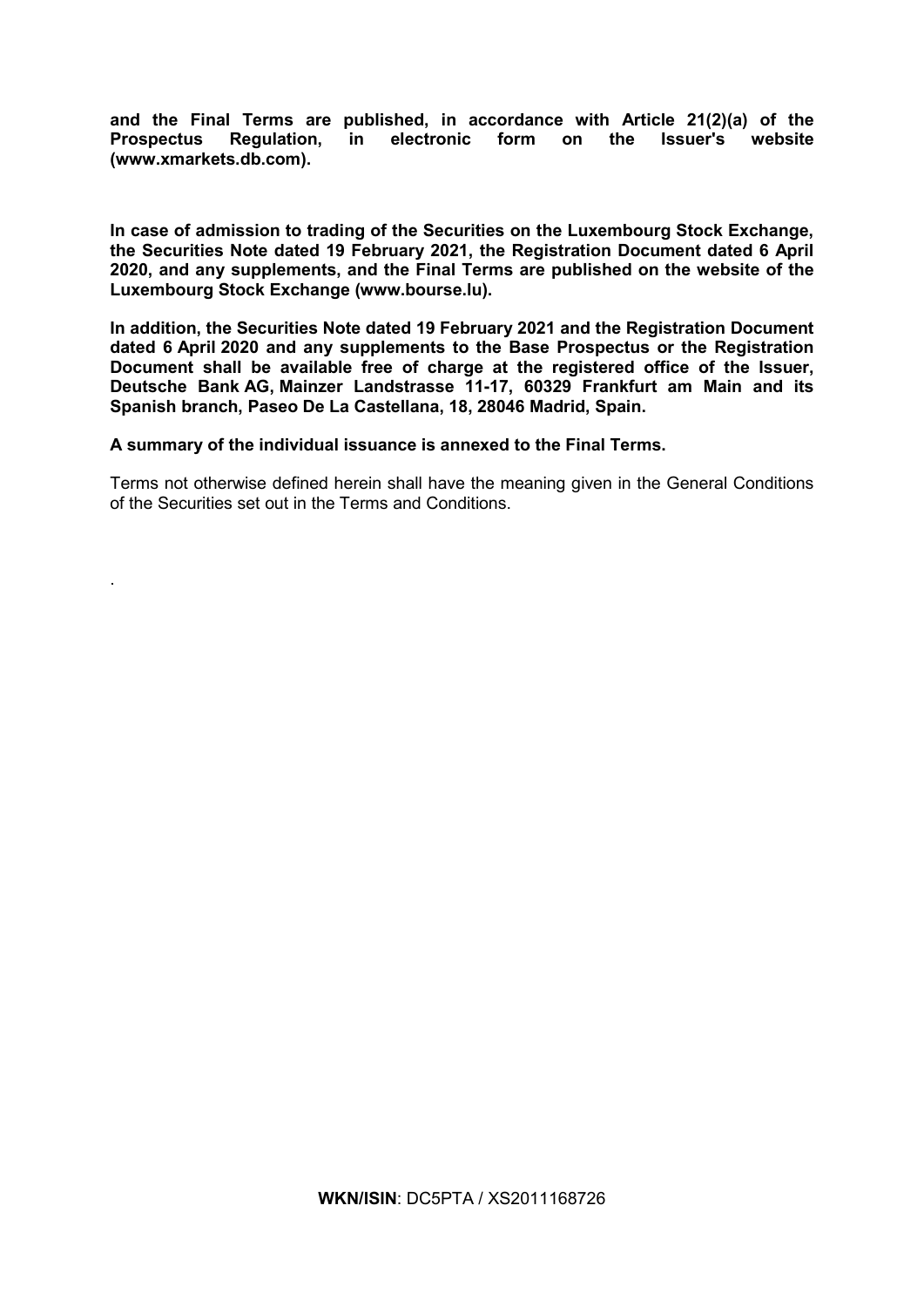**and the Final Terms are published, in accordance with Article 21(2)(a) of the Prospectus Regulation, in electronic form on the Issuer's website (www.xmarkets.db.com).**

**In case of admission to trading of the Securities on the Luxembourg Stock Exchange, the Securities Note dated 19 February 2021, the Registration Document dated 6 April 2020, and any supplements, and the Final Terms are published on the website of the Luxembourg Stock Exchange (www.bourse.lu).**

**In addition, the Securities Note dated 19 February 2021 and the Registration Document dated 6 April 2020 and any supplements to the Base Prospectus or the Registration Document shall be available free of charge at the registered office of the Issuer, Deutsche Bank AG, Mainzer Landstrasse 11-17, 60329 Frankfurt am Main and its Spanish branch, Paseo De La Castellana, 18, 28046 Madrid, Spain.**

**A summary of the individual issuance is annexed to the Final Terms.**

Terms not otherwise defined herein shall have the meaning given in the General Conditions of the Securities set out in the Terms and Conditions.

.

**WKN/ISIN**: DC5PTA / XS2011168726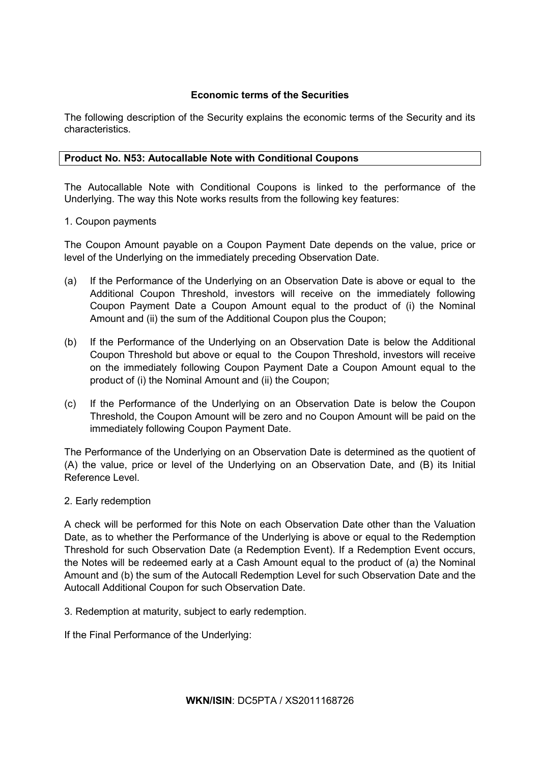## Economic terms of the Securities

The following description of the Security explains the economic terms of the Security and its characteristics.

| **Product No. N53: Autocallable Note with Conditional Coupons** |
| --- |

The Autocallable Note with Conditional Coupons is linked to the performance of the Underlying. The way this Note works results from the following key features:

1. Coupon payments

The Coupon Amount payable on a Coupon Payment Date depends on the value, price or level of the Underlying on the immediately preceding Observation Date.

(a) If the Performance of the Underlying on an Observation Date is above or equal to the Additional Coupon Threshold, investors will receive on the immediately following Coupon Payment Date a Coupon Amount equal to the product of (i) the Nominal Amount and (ii) the sum of the Additional Coupon plus the Coupon;

(b) If the Performance of the Underlying on an Observation Date is below the Additional Coupon Threshold but above or equal to the Coupon Threshold, investors will receive on the immediately following Coupon Payment Date a Coupon Amount equal to the product of (i) the Nominal Amount and (ii) the Coupon;

(c) If the Performance of the Underlying on an Observation Date is below the Coupon Threshold, the Coupon Amount will be zero and no Coupon Amount will be paid on the immediately following Coupon Payment Date.

The Performance of the Underlying on an Observation Date is determined as the quotient of (A) the value, price or level of the Underlying on an Observation Date, and (B) its Initial Reference Level.

2. Early redemption

A check will be performed for this Note on each Observation Date other than the Valuation Date, as to whether the Performance of the Underlying is above or equal to the Redemption Threshold for such Observation Date (a Redemption Event). If a Redemption Event occurs, the Notes will be redeemed early at a Cash Amount equal to the product of (a) the Nominal Amount and (b) the sum of the Autocall Redemption Level for such Observation Date and the Autocall Additional Coupon for such Observation Date.

3. Redemption at maturity, subject to early redemption.

If the Final Performance of the Underlying:

**WKN/ISIN**: DC5PTA / XS2011168726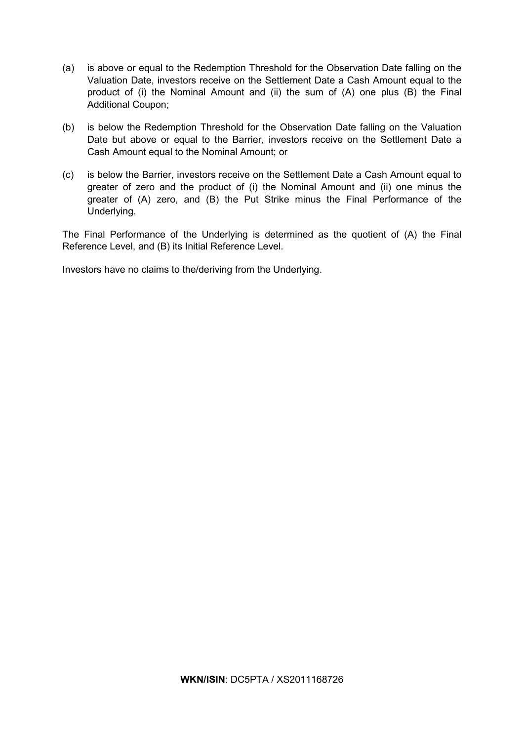(a) is above or equal to the Redemption Threshold for the Observation Date falling on the Valuation Date, investors receive on the Settlement Date a Cash Amount equal to the product of (i) the Nominal Amount and (ii) the sum of (A) one plus (B) the Final Additional Coupon;

(b) is below the Redemption Threshold for the Observation Date falling on the Valuation Date but above or equal to the Barrier, investors receive on the Settlement Date a Cash Amount equal to the Nominal Amount; or

(c) is below the Barrier, investors receive on the Settlement Date a Cash Amount equal to greater of zero and the product of (i) the Nominal Amount and (ii) one minus the greater of (A) zero, and (B) the Put Strike minus the Final Performance of the Underlying.

The Final Performance of the Underlying is determined as the quotient of (A) the Final Reference Level, and (B) its Initial Reference Level.

Investors have no claims to the/deriving from the Underlying.

**WKN/ISIN**: DC5PTA / XS2011168726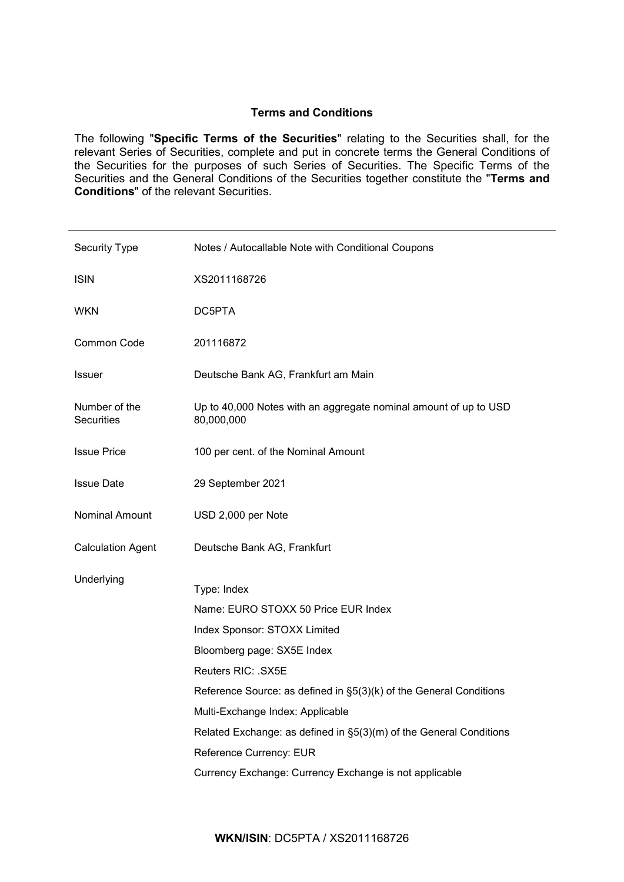## Terms and Conditions

The following "**Specific Terms of the Securities**" relating to the Securities shall, for the relevant Series of Securities, complete and put in concrete terms the General Conditions of the Securities for the purposes of such Series of Securities. The Specific Terms of the Securities and the General Conditions of the Securities together constitute the "**Terms and Conditions**" of the relevant Securities.

| | |
|---|---|
| Security Type | Notes / Autocallable Note with Conditional Coupons |
| ISIN | XS2011168726 |
| WKN | DC5PTA |
| Common Code | 201116872 |
| Issuer | Deutsche Bank AG, Frankfurt am Main |
| Number of the Securities | Up to 40,000 Notes with an aggregate nominal amount of up to USD 80,000,000 |
| Issue Price | 100 per cent. of the Nominal Amount |
| Issue Date | 29 September 2021 |
| Nominal Amount | USD 2,000 per Note |
| Calculation Agent | Deutsche Bank AG, Frankfurt |
| Underlying | Type: Index<br>Name: EURO STOXX 50 Price EUR Index<br>Index Sponsor: STOXX Limited<br>Bloomberg page: SX5E Index<br>Reuters RIC: .SX5E<br>Reference Source: as defined in §5(3)(k) of the General Conditions<br>Multi-Exchange Index: Applicable<br>Related Exchange: as defined in §5(3)(m) of the General Conditions<br>Reference Currency: EUR<br>Currency Exchange: Currency Exchange is not applicable |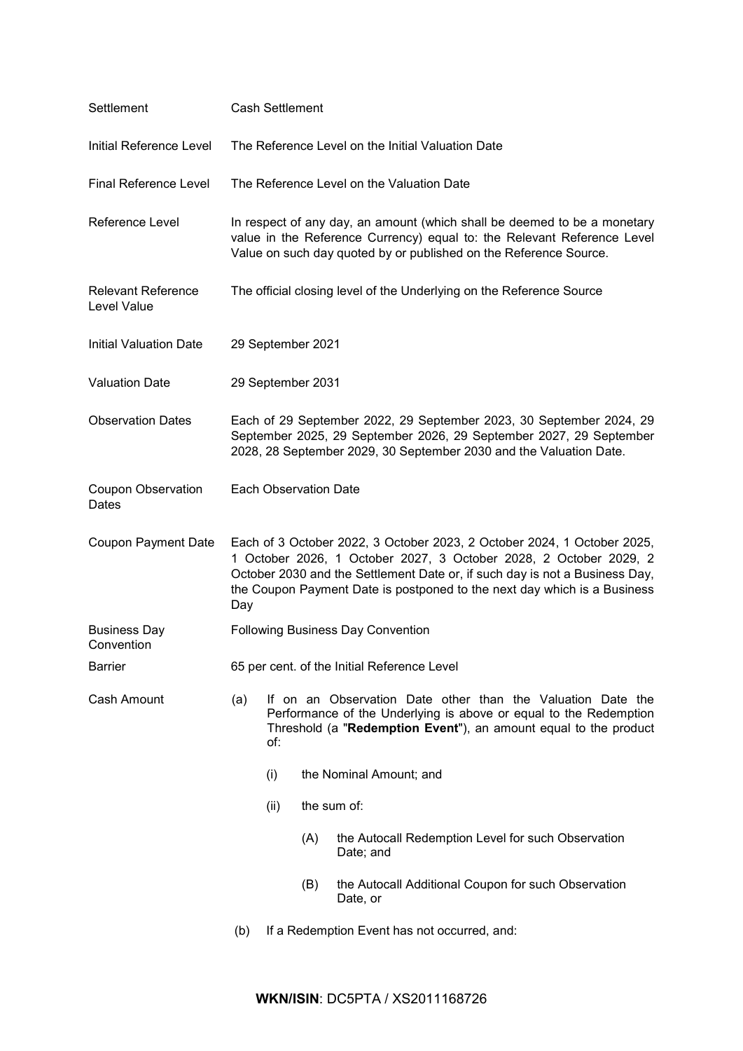| | |
|---|---|
| Settlement | Cash Settlement |
| Initial Reference Level | The Reference Level on the Initial Valuation Date |
| Final Reference Level | The Reference Level on the Valuation Date |
| Reference Level | In respect of any day, an amount (which shall be deemed to be a monetary value in the Reference Currency) equal to: the Relevant Reference Level Value on such day quoted by or published on the Reference Source. |
| Relevant Reference Level Value | The official closing level of the Underlying on the Reference Source |
| Initial Valuation Date | 29 September 2021 |
| Valuation Date | 29 September 2031 |
| Observation Dates | Each of 29 September 2022, 29 September 2023, 30 September 2024, 29 September 2025, 29 September 2026, 29 September 2027, 29 September 2028, 28 September 2029, 30 September 2030 and the Valuation Date. |
| Coupon Observation Dates | Each Observation Date |
| Coupon Payment Date | Each of 3 October 2022, 3 October 2023, 2 October 2024, 1 October 2025, 1 October 2026, 1 October 2027, 3 October 2028, 2 October 2029, 2 October 2030 and the Settlement Date or, if such day is not a Business Day, the Coupon Payment Date is postponed to the next day which is a Business Day |
| Business Day Convention | Following Business Day Convention |
| Barrier | 65 per cent. of the Initial Reference Level |

Cash Amount

(a) If on an Observation Date other than the Valuation Date the Performance of the Underlying is above or equal to the Redemption Threshold (a "**Redemption Event**"), an amount equal to the product of:

 (i) the Nominal Amount; and

 (ii) the sum of:

  (A) the Autocall Redemption Level for such Observation Date; and

  (B) the Autocall Additional Coupon for such Observation Date, or

(b) If a Redemption Event has not occurred, and: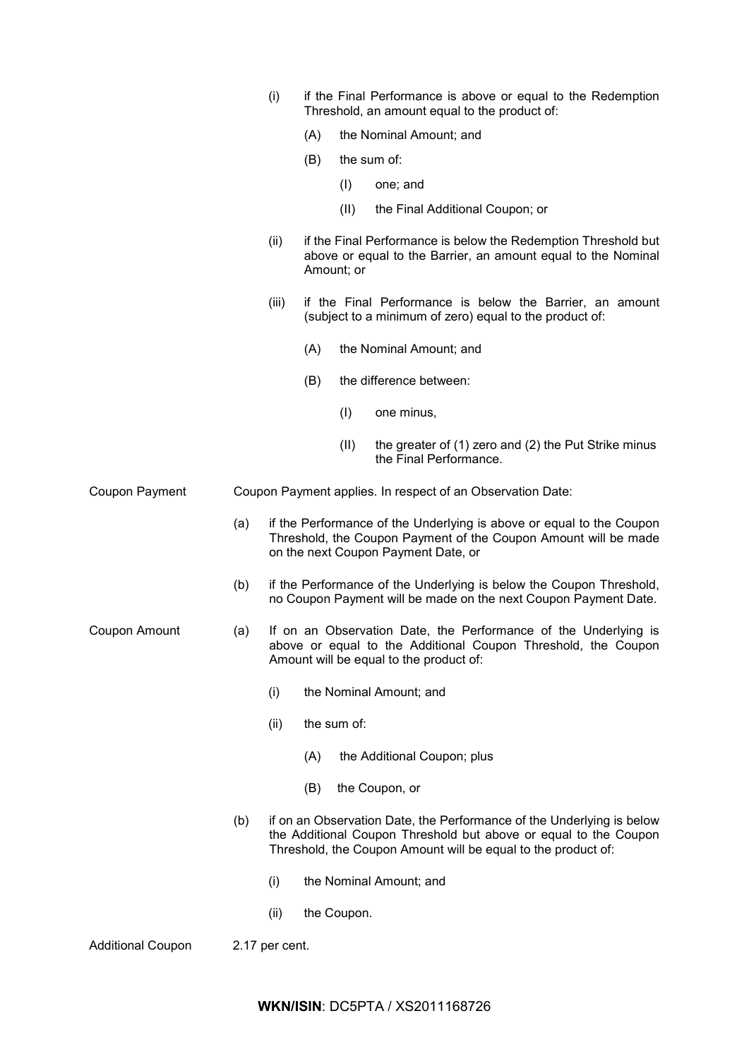(i) if the Final Performance is above or equal to the Redemption Threshold, an amount equal to the product of:

(A) the Nominal Amount; and

(B) the sum of:

(I) one; and

(II) the Final Additional Coupon; or

(ii) if the Final Performance is below the Redemption Threshold but above or equal to the Barrier, an amount equal to the Nominal Amount; or

(iii) if the Final Performance is below the Barrier, an amount (subject to a minimum of zero) equal to the product of:

(A) the Nominal Amount; and

(B) the difference between:

(I) one minus,

(II) the greater of (1) zero and (2) the Put Strike minus the Final Performance.

| | |
|---|---|
| Coupon Payment | Coupon Payment applies. In respect of an Observation Date:<br><br>(a) if the Performance of the Underlying is above or equal to the Coupon Threshold, the Coupon Payment of the Coupon Amount will be made on the next Coupon Payment Date, or<br><br>(b) if the Performance of the Underlying is below the Coupon Threshold, no Coupon Payment will be made on the next Coupon Payment Date. |
| Coupon Amount | (a) If on an Observation Date, the Performance of the Underlying is above or equal to the Additional Coupon Threshold, the Coupon Amount will be equal to the product of:<br><br>(i) the Nominal Amount; and<br><br>(ii) the sum of:<br><br>(A) the Additional Coupon; plus<br><br>(B) the Coupon, or<br><br>(b) if on an Observation Date, the Performance of the Underlying is below the Additional Coupon Threshold but above or equal to the Coupon Threshold, the Coupon Amount will be equal to the product of:<br><br>(i) the Nominal Amount; and<br><br>(ii) the Coupon. |
| Additional Coupon | 2.17 per cent. |

**WKN/ISIN**: DC5PTA / XS2011168726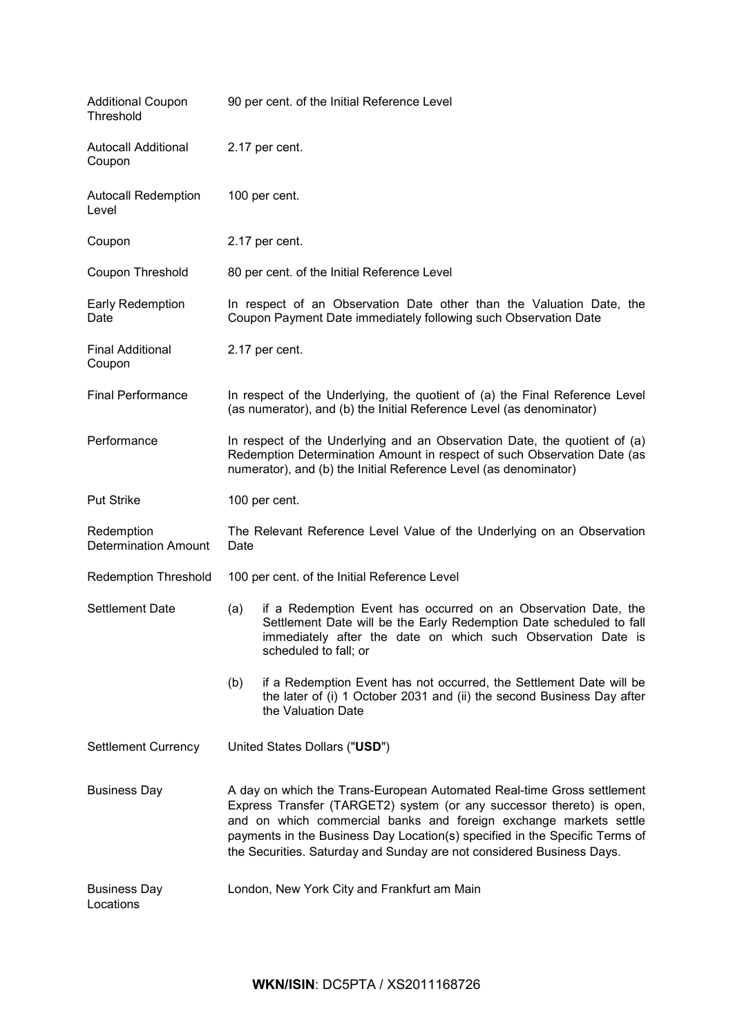| | |
|---|---|
| Additional Coupon Threshold | 90 per cent. of the Initial Reference Level |
| Autocall Additional Coupon | 2.17 per cent. |
| Autocall Redemption Level | 100 per cent. |
| Coupon | 2.17 per cent. |
| Coupon Threshold | 80 per cent. of the Initial Reference Level |
| Early Redemption Date | In respect of an Observation Date other than the Valuation Date, the Coupon Payment Date immediately following such Observation Date |
| Final Additional Coupon | 2.17 per cent. |
| Final Performance | In respect of the Underlying, the quotient of (a) the Final Reference Level (as numerator), and (b) the Initial Reference Level (as denominator) |
| Performance | In respect of the Underlying and an Observation Date, the quotient of (a) Redemption Determination Amount in respect of such Observation Date (as numerator), and (b) the Initial Reference Level (as denominator) |
| Put Strike | 100 per cent. |
| Redemption Determination Amount | The Relevant Reference Level Value of the Underlying on an Observation Date |
| Redemption Threshold | 100 per cent. of the Initial Reference Level |
| Settlement Date | (a) if a Redemption Event has occurred on an Observation Date, the Settlement Date will be the Early Redemption Date scheduled to fall immediately after the date on which such Observation Date is scheduled to fall; or<br><br>(b) if a Redemption Event has not occurred, the Settlement Date will be the later of (i) 1 October 2031 and (ii) the second Business Day after the Valuation Date |
| Settlement Currency | United States Dollars ("**USD**") |
| Business Day | A day on which the Trans-European Automated Real-time Gross settlement Express Transfer (TARGET2) system (or any successor thereto) is open, and on which commercial banks and foreign exchange markets settle payments in the Business Day Location(s) specified in the Specific Terms of the Securities. Saturday and Sunday are not considered Business Days. |
| Business Day Locations | London, New York City and Frankfurt am Main |

**WKN/ISIN**: DC5PTA / XS2011168726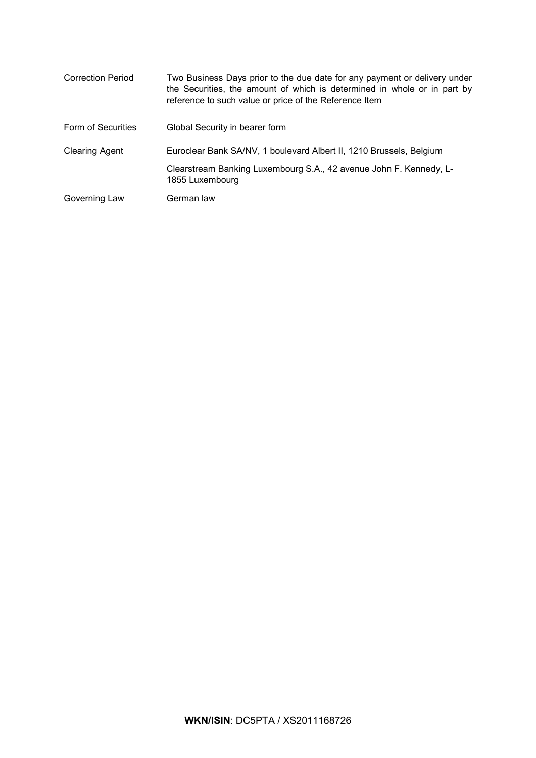| | |
|---|---|
| Correction Period | Two Business Days prior to the due date for any payment or delivery under the Securities, the amount of which is determined in whole or in part by reference to such value or price of the Reference Item |
| Form of Securities | Global Security in bearer form |
| Clearing Agent | Euroclear Bank SA/NV, 1 boulevard Albert II, 1210 Brussels, Belgium<br><br>Clearstream Banking Luxembourg S.A., 42 avenue John F. Kennedy, L-1855 Luxembourg |
| Governing Law | German law |

**WKN/ISIN**: DC5PTA / XS2011168726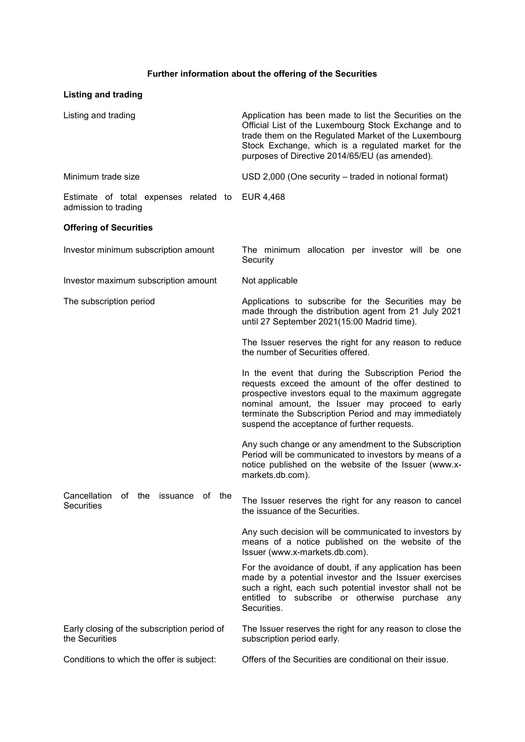## Further information about the offering of the Securities

### Listing and trading

| | |
|---|---|
| Listing and trading | Application has been made to list the Securities on the Official List of the Luxembourg Stock Exchange and to trade them on the Regulated Market of the Luxembourg Stock Exchange, which is a regulated market for the purposes of Directive 2014/65/EU (as amended). |
| Minimum trade size | USD 2,000 (One security – traded in notional format) |
| Estimate of total expenses related to admission to trading | EUR 4,468 |

### Offering of Securities

| | |
|---|---|
| Investor minimum subscription amount | The minimum allocation per investor will be one Security |
| Investor maximum subscription amount | Not applicable |
| The subscription period | Applications to subscribe for the Securities may be made through the distribution agent from 21 July 2021 until 27 September 2021(15:00 Madrid time).<br><br>The Issuer reserves the right for any reason to reduce the number of Securities offered.<br><br>In the event that during the Subscription Period the requests exceed the amount of the offer destined to prospective investors equal to the maximum aggregate nominal amount, the Issuer may proceed to early terminate the Subscription Period and may immediately suspend the acceptance of further requests.<br><br>Any such change or any amendment to the Subscription Period will be communicated to investors by means of a notice published on the website of the Issuer (www.x-markets.db.com). |
| Cancellation of the issuance of the Securities | The Issuer reserves the right for any reason to cancel the issuance of the Securities.<br><br>Any such decision will be communicated to investors by means of a notice published on the website of the Issuer (www.x-markets.db.com).<br><br>For the avoidance of doubt, if any application has been made by a potential investor and the Issuer exercises such a right, each such potential investor shall not be entitled to subscribe or otherwise purchase any Securities. |
| Early closing of the subscription period of the Securities | The Issuer reserves the right for any reason to close the subscription period early. |
| Conditions to which the offer is subject: | Offers of the Securities are conditional on their issue. |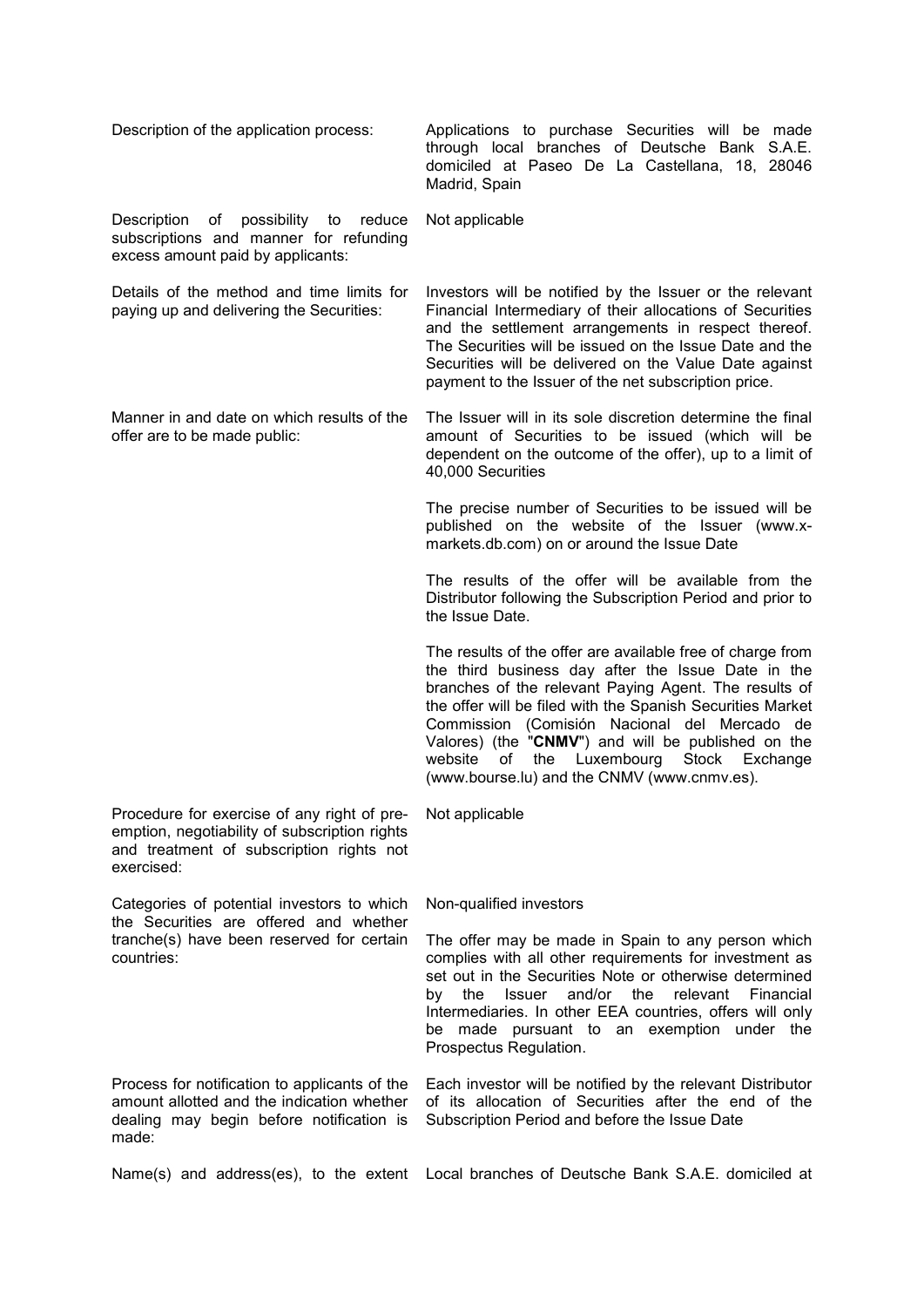| | |
|---|---|
| Description of the application process: | Applications to purchase Securities will be made through local branches of Deutsche Bank S.A.E. domiciled at Paseo De La Castellana, 18, 28046 Madrid, Spain |
| Description of possibility to reduce subscriptions and manner for refunding excess amount paid by applicants: | Not applicable |
| Details of the method and time limits for paying up and delivering the Securities: | Investors will be notified by the Issuer or the relevant Financial Intermediary of their allocations of Securities and the settlement arrangements in respect thereof. The Securities will be issued on the Issue Date and the Securities will be delivered on the Value Date against payment to the Issuer of the net subscription price. |
| Manner in and date on which results of the offer are to be made public: | The Issuer will in its sole discretion determine the final amount of Securities to be issued (which will be dependent on the outcome of the offer), up to a limit of 40,000 Securities<br><br>The precise number of Securities to be issued will be published on the website of the Issuer (www.x-markets.db.com) on or around the Issue Date<br><br>The results of the offer will be available from the Distributor following the Subscription Period and prior to the Issue Date.<br><br>The results of the offer are available free of charge from the third business day after the Issue Date in the branches of the relevant Paying Agent. The results of the offer will be filed with the Spanish Securities Market Commission (Comisión Nacional del Mercado de Valores) (the "**CNMV**") and will be published on the website of the Luxembourg Stock Exchange (www.bourse.lu) and the CNMV (www.cnmv.es). |
| Procedure for exercise of any right of pre-emption, negotiability of subscription rights and treatment of subscription rights not exercised: | Not applicable |
| Categories of potential investors to which the Securities are offered and whether tranche(s) have been reserved for certain countries: | Non-qualified investors<br><br>The offer may be made in Spain to any person which complies with all other requirements for investment as set out in the Securities Note or otherwise determined by the Issuer and/or the relevant Financial Intermediaries. In other EEA countries, offers will only be made pursuant to an exemption under the Prospectus Regulation. |
| Process for notification to applicants of the amount allotted and the indication whether dealing may begin before notification is made: | Each investor will be notified by the relevant Distributor of its allocation of Securities after the end of the Subscription Period and before the Issue Date |
| Name(s) and address(es), to the extent | Local branches of Deutsche Bank S.A.E. domiciled at |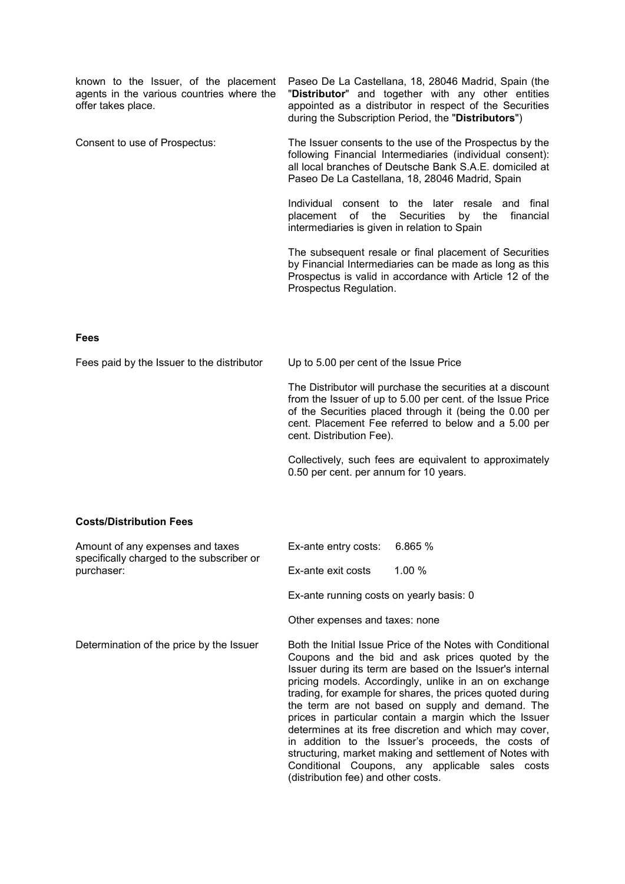| | |
|---|---|
| known to the Issuer, of the placement agents in the various countries where the offer takes place. | Paseo De La Castellana, 18, 28046 Madrid, Spain (the "**Distributor**" and together with any other entities appointed as a distributor in respect of the Securities during the Subscription Period, the "**Distributors**") |
| Consent to use of Prospectus: | The Issuer consents to the use of the Prospectus by the following Financial Intermediaries (individual consent): all local branches of Deutsche Bank S.A.E. domiciled at Paseo De La Castellana, 18, 28046 Madrid, Spain<br><br>Individual consent to the later resale and final placement of the Securities by the financial intermediaries is given in relation to Spain<br><br>The subsequent resale or final placement of Securities by Financial Intermediaries can be made as long as this Prospectus is valid in accordance with Article 12 of the Prospectus Regulation. |

**Fees**

| | |
|---|---|
| Fees paid by the Issuer to the distributor | Up to 5.00 per cent of the Issue Price<br><br>The Distributor will purchase the securities at a discount from the Issuer of up to 5.00 per cent. of the Issue Price of the Securities placed through it (being the 0.00 per cent. Placement Fee referred to below and a 5.00 per cent. Distribution Fee).<br><br>Collectively, such fees are equivalent to approximately 0.50 per cent. per annum for 10 years. |

**Costs/Distribution Fees**

| | |
|---|---|
| Amount of any expenses and taxes specifically charged to the subscriber or purchaser: | Ex-ante entry costs: 6.865 %<br><br>Ex-ante exit costs 1.00 %<br><br>Ex-ante running costs on yearly basis: 0<br><br>Other expenses and taxes: none |
| Determination of the price by the Issuer | Both the Initial Issue Price of the Notes with Conditional Coupons and the bid and ask prices quoted by the Issuer during its term are based on the Issuer's internal pricing models. Accordingly, unlike in an on exchange trading, for example for shares, the prices quoted during the term are not based on supply and demand. The prices in particular contain a margin which the Issuer determines at its free discretion and which may cover, in addition to the Issuer's proceeds, the costs of structuring, market making and settlement of Notes with Conditional Coupons, any applicable sales costs (distribution fee) and other costs. |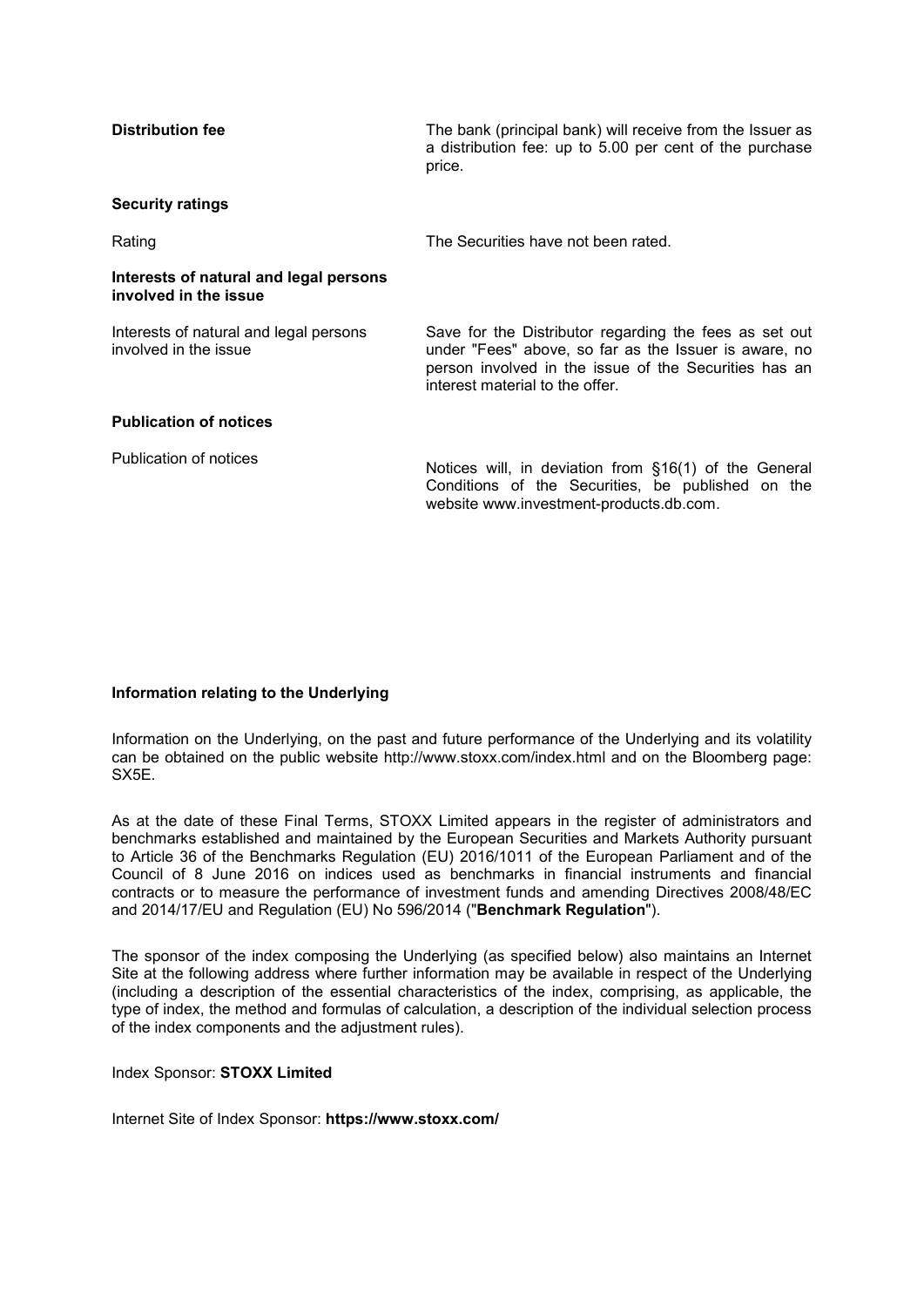| | |
|---|---|
| **Distribution fee** | The bank (principal bank) will receive from the Issuer as a distribution fee: up to 5.00 per cent of the purchase price. |
| **Security ratings** | |
| Rating | The Securities have not been rated. |
| **Interests of natural and legal persons involved in the issue** | |
| Interests of natural and legal persons involved in the issue | Save for the Distributor regarding the fees as set out under "Fees" above, so far as the Issuer is aware, no person involved in the issue of the Securities has an interest material to the offer. |
| **Publication of notices** | |
| Publication of notices | Notices will, in deviation from §16(1) of the General Conditions of the Securities, be published on the website www.investment-products.db.com. |

**Information relating to the Underlying**

Information on the Underlying, on the past and future performance of the Underlying and its volatility can be obtained on the public website http://www.stoxx.com/index.html and on the Bloomberg page: SX5E.

As at the date of these Final Terms, STOXX Limited appears in the register of administrators and benchmarks established and maintained by the European Securities and Markets Authority pursuant to Article 36 of the Benchmarks Regulation (EU) 2016/1011 of the European Parliament and of the Council of 8 June 2016 on indices used as benchmarks in financial instruments and financial contracts or to measure the performance of investment funds and amending Directives 2008/48/EC and 2014/17/EU and Regulation (EU) No 596/2014 ("**Benchmark Regulation**").

The sponsor of the index composing the Underlying (as specified below) also maintains an Internet Site at the following address where further information may be available in respect of the Underlying (including a description of the essential characteristics of the index, comprising, as applicable, the type of index, the method and formulas of calculation, a description of the individual selection process of the index components and the adjustment rules).

Index Sponsor: **STOXX Limited**

Internet Site of Index Sponsor: **https://www.stoxx.com/**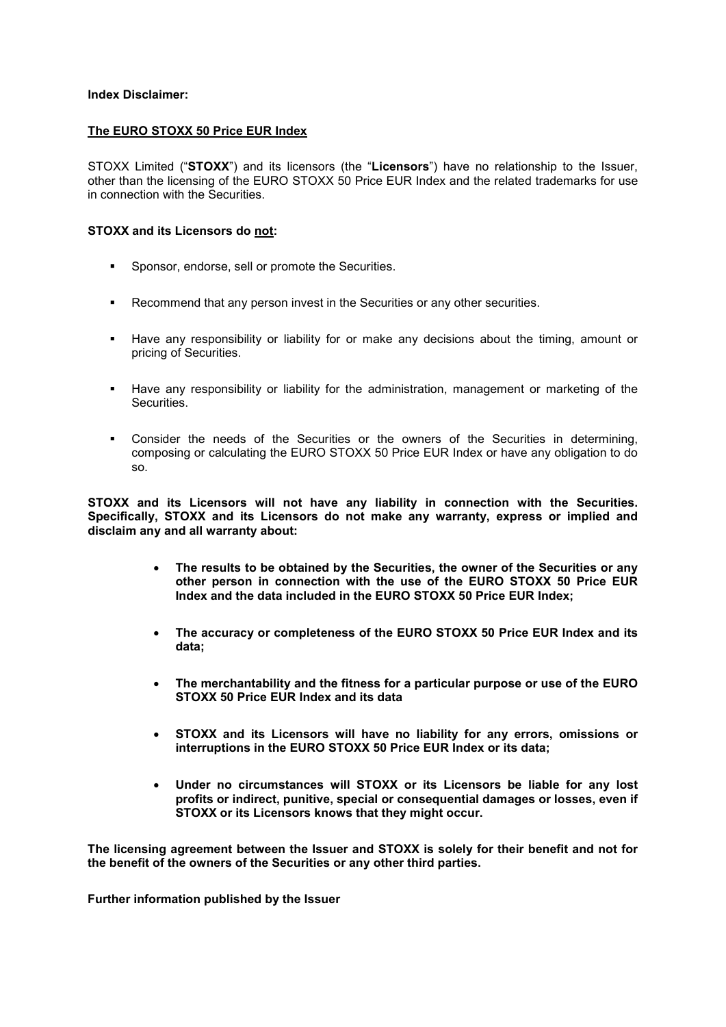**Index Disclaimer:**

**The EURO STOXX 50 Price EUR Index**

STOXX Limited ("**STOXX**") and its licensors (the "**Licensors**") have no relationship to the Issuer, other than the licensing of the EURO STOXX 50 Price EUR Index and the related trademarks for use in connection with the Securities.

**STOXX and its Licensors do not:**

- Sponsor, endorse, sell or promote the Securities.
- Recommend that any person invest in the Securities or any other securities.
- Have any responsibility or liability for or make any decisions about the timing, amount or pricing of Securities.
- Have any responsibility or liability for the administration, management or marketing of the Securities.
- Consider the needs of the Securities or the owners of the Securities in determining, composing or calculating the EURO STOXX 50 Price EUR Index or have any obligation to do so.

**STOXX and its Licensors will not have any liability in connection with the Securities. Specifically, STOXX and its Licensors do not make any warranty, express or implied and disclaim any and all warranty about:**

- **The results to be obtained by the Securities, the owner of the Securities or any other person in connection with the use of the EURO STOXX 50 Price EUR Index and the data included in the EURO STOXX 50 Price EUR Index;**
- **The accuracy or completeness of the EURO STOXX 50 Price EUR Index and its data;**
- **The merchantability and the fitness for a particular purpose or use of the EURO STOXX 50 Price EUR Index and its data**
- **STOXX and its Licensors will have no liability for any errors, omissions or interruptions in the EURO STOXX 50 Price EUR Index or its data;**
- **Under no circumstances will STOXX or its Licensors be liable for any lost profits or indirect, punitive, special or consequential damages or losses, even if STOXX or its Licensors knows that they might occur.**

**The licensing agreement between the Issuer and STOXX is solely for their benefit and not for the benefit of the owners of the Securities or any other third parties.**

**Further information published by the Issuer**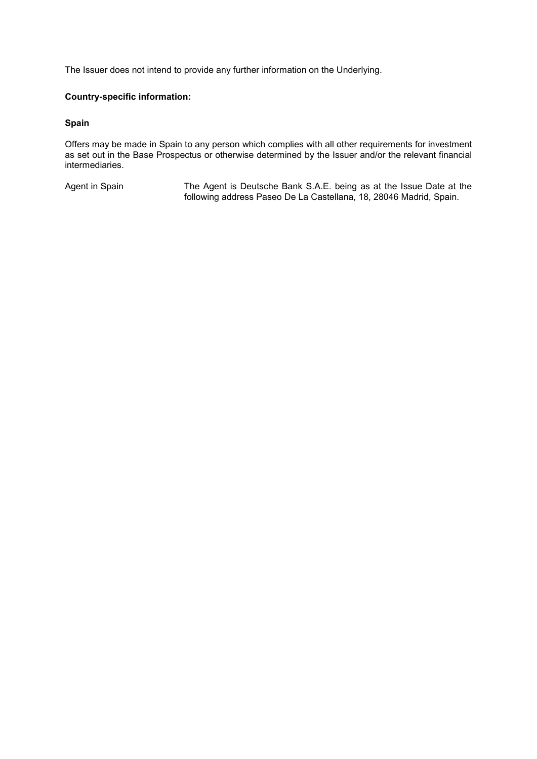The Issuer does not intend to provide any further information on the Underlying.

**Country-specific information:**

**Spain**

Offers may be made in Spain to any person which complies with all other requirements for investment as set out in the Base Prospectus or otherwise determined by the Issuer and/or the relevant financial intermediaries.

| | |
|---|---|
| Agent in Spain | The Agent is Deutsche Bank S.A.E. being as at the Issue Date at the following address Paseo De La Castellana, 18, 28046 Madrid, Spain. |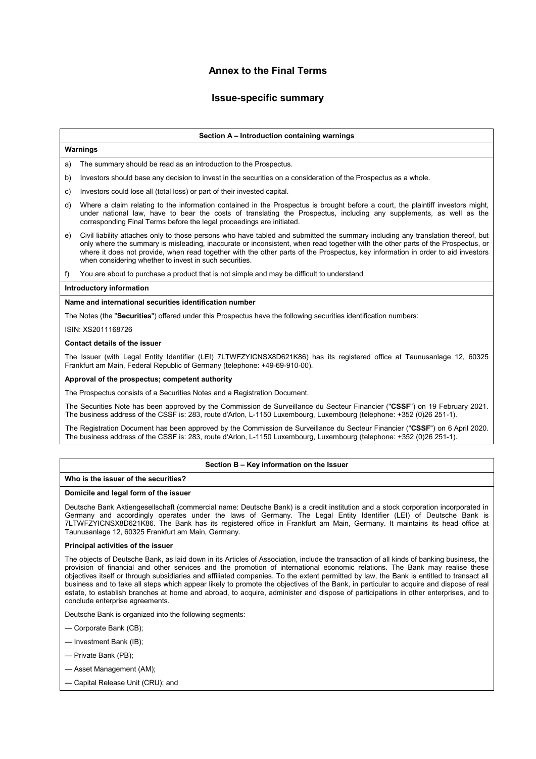# Annex to the Final Terms

## Issue-specific summary

### Section A – Introduction containing warnings

**Warnings**

a) The summary should be read as an introduction to the Prospectus.

b) Investors should base any decision to invest in the securities on a consideration of the Prospectus as a whole.

c) Investors could lose all (total loss) or part of their invested capital.

d) Where a claim relating to the information contained in the Prospectus is brought before a court, the plaintiff investors might, under national law, have to bear the costs of translating the Prospectus, including any supplements, as well as the corresponding Final Terms before the legal proceedings are initiated.

e) Civil liability attaches only to those persons who have tabled and submitted the summary including any translation thereof, but only where the summary is misleading, inaccurate or inconsistent, when read together with the other parts of the Prospectus, or where it does not provide, when read together with the other parts of the Prospectus, key information in order to aid investors when considering whether to invest in such securities.

f) You are about to purchase a product that is not simple and may be difficult to understand

**Introductory information**

**Name and international securities identification number**

The Notes (the "**Securities**") offered under this Prospectus have the following securities identification numbers:

ISIN: XS2011168726

**Contact details of the issuer**

The Issuer (with Legal Entity Identifier (LEI) 7LTWFZYICNSX8D621K86) has its registered office at Taunusanlage 12, 60325 Frankfurt am Main, Federal Republic of Germany (telephone: +49-69-910-00).

**Approval of the prospectus; competent authority**

The Prospectus consists of a Securities Notes and a Registration Document.

The Securities Note has been approved by the Commission de Surveillance du Secteur Financier ("**CSSF**") on 19 February 2021. The business address of the CSSF is: 283, route d'Arlon, L-1150 Luxembourg, Luxembourg (telephone: +352 (0)26 251-1).

The Registration Document has been approved by the Commission de Surveillance du Secteur Financier ("**CSSF**") on 6 April 2020. The business address of the CSSF is: 283, route d'Arlon, L-1150 Luxembourg, Luxembourg (telephone: +352 (0)26 251-1).

### Section B – Key information on the Issuer

**Who is the issuer of the securities?**

**Domicile and legal form of the issuer**

Deutsche Bank Aktiengesellschaft (commercial name: Deutsche Bank) is a credit institution and a stock corporation incorporated in Germany and accordingly operates under the laws of Germany. The Legal Entity Identifier (LEI) of Deutsche Bank is 7LTWFZYICNSX8D621K86. The Bank has its registered office in Frankfurt am Main, Germany. It maintains its head office at Taunusanlage 12, 60325 Frankfurt am Main, Germany.

**Principal activities of the issuer**

The objects of Deutsche Bank, as laid down in its Articles of Association, include the transaction of all kinds of banking business, the provision of financial and other services and the promotion of international economic relations. The Bank may realise these objectives itself or through subsidiaries and affiliated companies. To the extent permitted by law, the Bank is entitled to transact all business and to take all steps which appear likely to promote the objectives of the Bank, in particular to acquire and dispose of real estate, to establish branches at home and abroad, to acquire, administer and dispose of participations in other enterprises, and to conclude enterprise agreements.

Deutsche Bank is organized into the following segments:

— Corporate Bank (CB);

— Investment Bank (IB);

— Private Bank (PB);

— Asset Management (AM);

— Capital Release Unit (CRU); and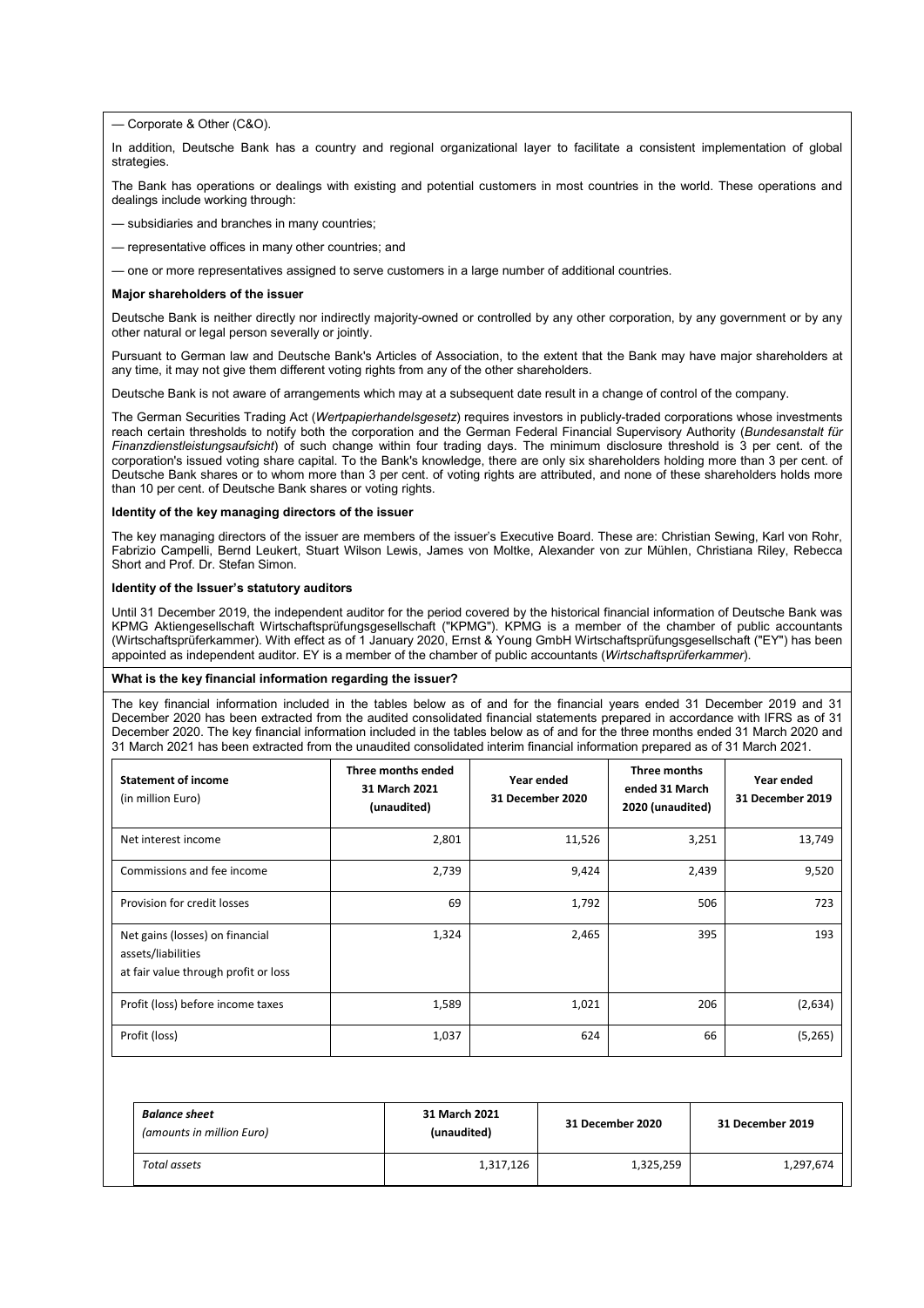— Corporate & Other (C&O).

In addition, Deutsche Bank has a country and regional organizational layer to facilitate a consistent implementation of global strategies.

The Bank has operations or dealings with existing and potential customers in most countries in the world. These operations and dealings include working through:

— subsidiaries and branches in many countries;

— representative offices in many other countries; and

— one or more representatives assigned to serve customers in a large number of additional countries.

**Major shareholders of the issuer**

Deutsche Bank is neither directly nor indirectly majority-owned or controlled by any other corporation, by any government or by any other natural or legal person severally or jointly.

Pursuant to German law and Deutsche Bank's Articles of Association, to the extent that the Bank may have major shareholders at any time, it may not give them different voting rights from any of the other shareholders.

Deutsche Bank is not aware of arrangements which may at a subsequent date result in a change of control of the company.

The German Securities Trading Act (*Wertpapierhandelsgesetz*) requires investors in publicly-traded corporations whose investments reach certain thresholds to notify both the corporation and the German Federal Financial Supervisory Authority (*Bundesanstalt für Finanzdienstleistungsaufsicht*) of such change within four trading days. The minimum disclosure threshold is 3 per cent. of the corporation's issued voting share capital. To the Bank's knowledge, there are only six shareholders holding more than 3 per cent. of Deutsche Bank shares or to whom more than 3 per cent. of voting rights are attributed, and none of these shareholders holds more than 10 per cent. of Deutsche Bank shares or voting rights.

**Identity of the key managing directors of the issuer**

The key managing directors of the issuer are members of the issuer's Executive Board. These are: Christian Sewing, Karl von Rohr, Fabrizio Campelli, Bernd Leukert, Stuart Wilson Lewis, James von Moltke, Alexander von zur Mühlen, Christiana Riley, Rebecca Short and Prof. Dr. Stefan Simon.

**Identity of the Issuer's statutory auditors**

Until 31 December 2019, the independent auditor for the period covered by the historical financial information of Deutsche Bank was KPMG Aktiengesellschaft Wirtschaftsprüfungsgesellschaft ("KPMG"). KPMG is a member of the chamber of public accountants (Wirtschaftsprüferkammer). With effect as of 1 January 2020, Ernst & Young GmbH Wirtschaftsprüfungsgesellschaft ("EY") has been appointed as independent auditor. EY is a member of the chamber of public accountants (*Wirtschaftsprüferkammer*).

**What is the key financial information regarding the issuer?**

The key financial information included in the tables below as of and for the financial years ended 31 December 2019 and 31 December 2020 has been extracted from the audited consolidated financial statements prepared in accordance with IFRS as of 31 December 2020. The key financial information included in the tables below as of and for the three months ended 31 March 2020 and 31 March 2021 has been extracted from the unaudited consolidated interim financial information prepared as of 31 March 2021.

| **Statement of income** (in million Euro) | **Three months ended 31 March 2021 (unaudited)** | **Year ended 31 December 2020** | **Three months ended 31 March 2020 (unaudited)** | **Year ended 31 December 2019** |
|---|---|---|---|---|
| Net interest income | 2,801 | 11,526 | 3,251 | 13,749 |
| Commissions and fee income | 2,739 | 9,424 | 2,439 | 9,520 |
| Provision for credit losses | 69 | 1,792 | 506 | 723 |
| Net gains (losses) on financial assets/liabilities at fair value through profit or loss | 1,324 | 2,465 | 395 | 193 |
| Profit (loss) before income taxes | 1,589 | 1,021 | 206 | (2,634) |
| Profit (loss) | 1,037 | 624 | 66 | (5,265) |

| ***Balance sheet*** *(amounts in million Euro)* | **31 March 2021 (unaudited)** | **31 December 2020** | **31 December 2019** |
|---|---|---|---|
| *Total assets* | 1,317,126 | 1,325,259 | 1,297,674 |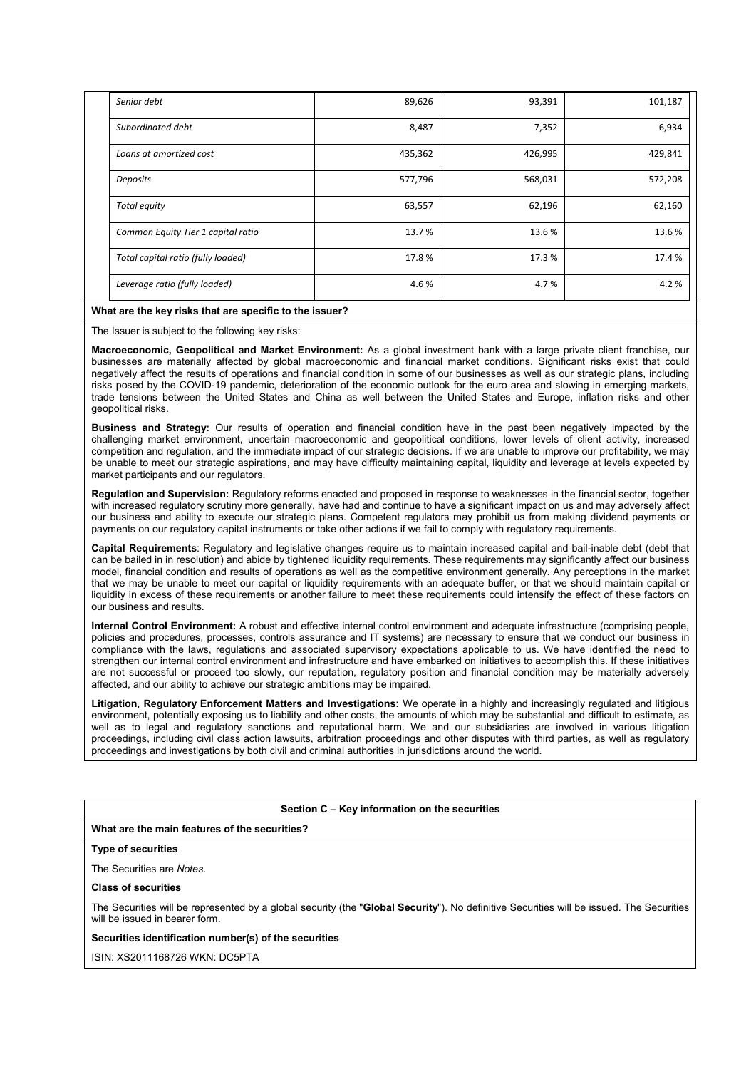| | | | |
|---|---|---|---|
| *Senior debt* | 89,626 | 93,391 | 101,187 |
| *Subordinated debt* | 8,487 | 7,352 | 6,934 |
| *Loans at amortized cost* | 435,362 | 426,995 | 429,841 |
| *Deposits* | 577,796 | 568,031 | 572,208 |
| *Total equity* | 63,557 | 62,196 | 62,160 |
| *Common Equity Tier 1 capital ratio* | 13.7 % | 13.6 % | 13.6 % |
| *Total capital ratio (fully loaded)* | 17.8 % | 17.3 % | 17.4 % |
| *Leverage ratio (fully loaded)* | 4.6 % | 4.7 % | 4.2 % |

**What are the key risks that are specific to the issuer?**

The Issuer is subject to the following key risks:

**Macroeconomic, Geopolitical and Market Environment:** As a global investment bank with a large private client franchise, our businesses are materially affected by global macroeconomic and financial market conditions. Significant risks exist that could negatively affect the results of operations and financial condition in some of our businesses as well as our strategic plans, including risks posed by the COVID-19 pandemic, deterioration of the economic outlook for the euro area and slowing in emerging markets, trade tensions between the United States and China as well between the United States and Europe, inflation risks and other geopolitical risks.

**Business and Strategy:** Our results of operation and financial condition have in the past been negatively impacted by the challenging market environment, uncertain macroeconomic and geopolitical conditions, lower levels of client activity, increased competition and regulation, and the immediate impact of our strategic decisions. If we are unable to improve our profitability, we may be unable to meet our strategic aspirations, and may have difficulty maintaining capital, liquidity and leverage at levels expected by market participants and our regulators.

**Regulation and Supervision:** Regulatory reforms enacted and proposed in response to weaknesses in the financial sector, together with increased regulatory scrutiny more generally, have had and continue to have a significant impact on us and may adversely affect our business and ability to execute our strategic plans. Competent regulators may prohibit us from making dividend payments or payments on our regulatory capital instruments or take other actions if we fail to comply with regulatory requirements.

**Capital Requirements**: Regulatory and legislative changes require us to maintain increased capital and bail-inable debt (debt that can be bailed in in resolution) and abide by tightened liquidity requirements. These requirements may significantly affect our business model, financial condition and results of operations as well as the competitive environment generally. Any perceptions in the market that we may be unable to meet our capital or liquidity requirements with an adequate buffer, or that we should maintain capital or liquidity in excess of these requirements or another failure to meet these requirements could intensify the effect of these factors on our business and results.

**Internal Control Environment:** A robust and effective internal control environment and adequate infrastructure (comprising people, policies and procedures, processes, controls assurance and IT systems) are necessary to ensure that we conduct our business in compliance with the laws, regulations and associated supervisory expectations applicable to us. We have identified the need to strengthen our internal control environment and infrastructure and have embarked on initiatives to accomplish this. If these initiatives are not successful or proceed too slowly, our reputation, regulatory position and financial condition may be materially adversely affected, and our ability to achieve our strategic ambitions may be impaired.

**Litigation, Regulatory Enforcement Matters and Investigations:** We operate in a highly and increasingly regulated and litigious environment, potentially exposing us to liability and other costs, the amounts of which may be substantial and difficult to estimate, as well as to legal and regulatory sanctions and reputational harm. We and our subsidiaries are involved in various litigation proceedings, including civil class action lawsuits, arbitration proceedings and other disputes with third parties, as well as regulatory proceedings and investigations by both civil and criminal authorities in jurisdictions around the world.

## Section C – Key information on the securities

**What are the main features of the securities?**

**Type of securities**

The Securities are *Notes.*

**Class of securities**

The Securities will be represented by a global security (the "**Global Security**"). No definitive Securities will be issued. The Securities will be issued in bearer form.

**Securities identification number(s) of the securities**

ISIN: XS2011168726 WKN: DC5PTA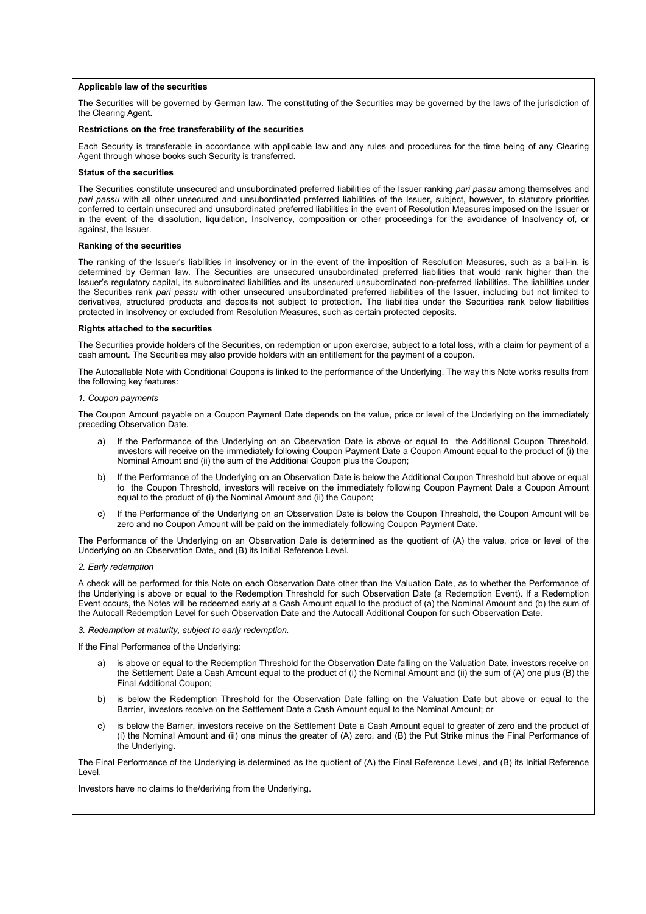**Applicable law of the securities**

The Securities will be governed by German law. The constituting of the Securities may be governed by the laws of the jurisdiction of the Clearing Agent.

**Restrictions on the free transferability of the securities**

Each Security is transferable in accordance with applicable law and any rules and procedures for the time being of any Clearing Agent through whose books such Security is transferred.

**Status of the securities**

The Securities constitute unsecured and unsubordinated preferred liabilities of the Issuer ranking *pari passu* among themselves and *pari passu* with all other unsecured and unsubordinated preferred liabilities of the Issuer, subject, however, to statutory priorities conferred to certain unsecured and unsubordinated preferred liabilities in the event of Resolution Measures imposed on the Issuer or in the event of the dissolution, liquidation, Insolvency, composition or other proceedings for the avoidance of Insolvency of, or against, the Issuer.

**Ranking of the securities**

The ranking of the Issuer's liabilities in insolvency or in the event of the imposition of Resolution Measures, such as a bail-in, is determined by German law. The Securities are unsecured unsubordinated preferred liabilities that would rank higher than the Issuer's regulatory capital, its subordinated liabilities and its unsecured unsubordinated non-preferred liabilities. The liabilities under the Securities rank *pari passu* with other unsecured unsubordinated preferred liabilities of the Issuer, including but not limited to derivatives, structured products and deposits not subject to protection. The liabilities under the Securities rank below liabilities protected in Insolvency or excluded from Resolution Measures, such as certain protected deposits.

**Rights attached to the securities**

The Securities provide holders of the Securities, on redemption or upon exercise, subject to a total loss, with a claim for payment of a cash amount. The Securities may also provide holders with an entitlement for the payment of a coupon.

The Autocallable Note with Conditional Coupons is linked to the performance of the Underlying. The way this Note works results from the following key features:

*1. Coupon payments*

The Coupon Amount payable on a Coupon Payment Date depends on the value, price or level of the Underlying on the immediately preceding Observation Date.

a) If the Performance of the Underlying on an Observation Date is above or equal to the Additional Coupon Threshold, investors will receive on the immediately following Coupon Payment Date a Coupon Amount equal to the product of (i) the Nominal Amount and (ii) the sum of the Additional Coupon plus the Coupon;

b) If the Performance of the Underlying on an Observation Date is below the Additional Coupon Threshold but above or equal to the Coupon Threshold, investors will receive on the immediately following Coupon Payment Date a Coupon Amount equal to the product of (i) the Nominal Amount and (ii) the Coupon;

c) If the Performance of the Underlying on an Observation Date is below the Coupon Threshold, the Coupon Amount will be zero and no Coupon Amount will be paid on the immediately following Coupon Payment Date.

The Performance of the Underlying on an Observation Date is determined as the quotient of (A) the value, price or level of the Underlying on an Observation Date, and (B) its Initial Reference Level.

*2. Early redemption*

A check will be performed for this Note on each Observation Date other than the Valuation Date, as to whether the Performance of the Underlying is above or equal to the Redemption Threshold for such Observation Date (a Redemption Event). If a Redemption Event occurs, the Notes will be redeemed early at a Cash Amount equal to the product of (a) the Nominal Amount and (b) the sum of the Autocall Redemption Level for such Observation Date and the Autocall Additional Coupon for such Observation Date.

*3. Redemption at maturity, subject to early redemption.*

If the Final Performance of the Underlying:

a) is above or equal to the Redemption Threshold for the Observation Date falling on the Valuation Date, investors receive on the Settlement Date a Cash Amount equal to the product of (i) the Nominal Amount and (ii) the sum of (A) one plus (B) the Final Additional Coupon;

b) is below the Redemption Threshold for the Observation Date falling on the Valuation Date but above or equal to the Barrier, investors receive on the Settlement Date a Cash Amount equal to the Nominal Amount; or

c) is below the Barrier, investors receive on the Settlement Date a Cash Amount equal to greater of zero and the product of (i) the Nominal Amount and (ii) one minus the greater of (A) zero, and (B) the Put Strike minus the Final Performance of the Underlying.

The Final Performance of the Underlying is determined as the quotient of (A) the Final Reference Level, and (B) its Initial Reference Level.

Investors have no claims to the/deriving from the Underlying.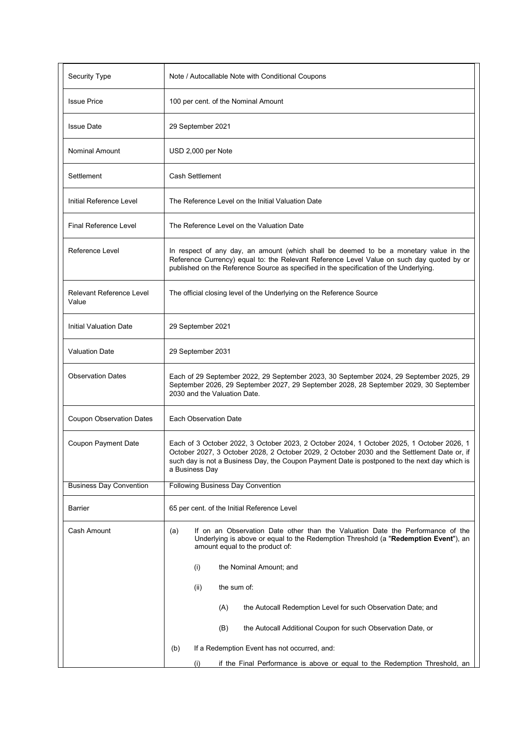| | |
|---|---|
| Security Type | Note / Autocallable Note with Conditional Coupons |
| Issue Price | 100 per cent. of the Nominal Amount |
| Issue Date | 29 September 2021 |
| Nominal Amount | USD 2,000 per Note |
| Settlement | Cash Settlement |
| Initial Reference Level | The Reference Level on the Initial Valuation Date |
| Final Reference Level | The Reference Level on the Valuation Date |
| Reference Level | In respect of any day, an amount (which shall be deemed to be a monetary value in the Reference Currency) equal to: the Relevant Reference Level Value on such day quoted by or published on the Reference Source as specified in the specification of the Underlying. |
| Relevant Reference Level Value | The official closing level of the Underlying on the Reference Source |
| Initial Valuation Date | 29 September 2021 |
| Valuation Date | 29 September 2031 |
| Observation Dates | Each of 29 September 2022, 29 September 2023, 30 September 2024, 29 September 2025, 29 September 2026, 29 September 2027, 29 September 2028, 28 September 2029, 30 September 2030 and the Valuation Date. |
| Coupon Observation Dates | Each Observation Date |
| Coupon Payment Date | Each of 3 October 2022, 3 October 2023, 2 October 2024, 1 October 2025, 1 October 2026, 1 October 2027, 3 October 2028, 2 October 2029, 2 October 2030 and the Settlement Date or, if such day is not a Business Day, the Coupon Payment Date is postponed to the next day which is a Business Day |
| Business Day Convention | Following Business Day Convention |
| Barrier | 65 per cent. of the Initial Reference Level |
| Cash Amount | (a) If on an Observation Date other than the Valuation Date the Performance of the Underlying is above or equal to the Redemption Threshold (a "**Redemption Event**"), an amount equal to the product of:<br><br>(i) the Nominal Amount; and<br><br>(ii) the sum of:<br><br>(A) the Autocall Redemption Level for such Observation Date; and<br><br>(B) the Autocall Additional Coupon for such Observation Date, or<br><br>(b) If a Redemption Event has not occurred, and:<br><br>(i) if the Final Performance is above or equal to the Redemption Threshold, an |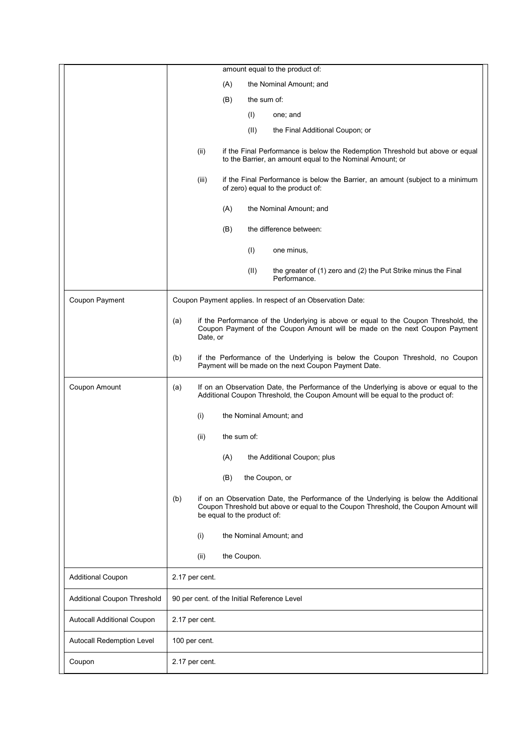| | |
|---|---|
| | amount equal to the product of:<br>(A) the Nominal Amount; and<br>(B) the sum of:<br>(I) one; and<br>(II) the Final Additional Coupon; or<br>(ii) if the Final Performance is below the Redemption Threshold but above or equal to the Barrier, an amount equal to the Nominal Amount; or<br>(iii) if the Final Performance is below the Barrier, an amount (subject to a minimum of zero) equal to the product of:<br>(A) the Nominal Amount; and<br>(B) the difference between:<br>(I) one minus,<br>(II) the greater of (1) zero and (2) the Put Strike minus the Final Performance. |
| Coupon Payment | Coupon Payment applies. In respect of an Observation Date:<br>(a) if the Performance of the Underlying is above or equal to the Coupon Threshold, the Coupon Payment of the Coupon Amount will be made on the next Coupon Payment Date, or<br>(b) if the Performance of the Underlying is below the Coupon Threshold, no Coupon Payment will be made on the next Coupon Payment Date. |
| Coupon Amount | (a) If on an Observation Date, the Performance of the Underlying is above or equal to the Additional Coupon Threshold, the Coupon Amount will be equal to the product of:<br>(i) the Nominal Amount; and<br>(ii) the sum of:<br>(A) the Additional Coupon; plus<br>(B) the Coupon, or<br>(b) if on an Observation Date, the Performance of the Underlying is below the Additional Coupon Threshold but above or equal to the Coupon Threshold, the Coupon Amount will be equal to the product of:<br>(i) the Nominal Amount; and<br>(ii) the Coupon. |
| Additional Coupon | 2.17 per cent. |
| Additional Coupon Threshold | 90 per cent. of the Initial Reference Level |
| Autocall Additional Coupon | 2.17 per cent. |
| Autocall Redemption Level | 100 per cent. |
| Coupon | 2.17 per cent. |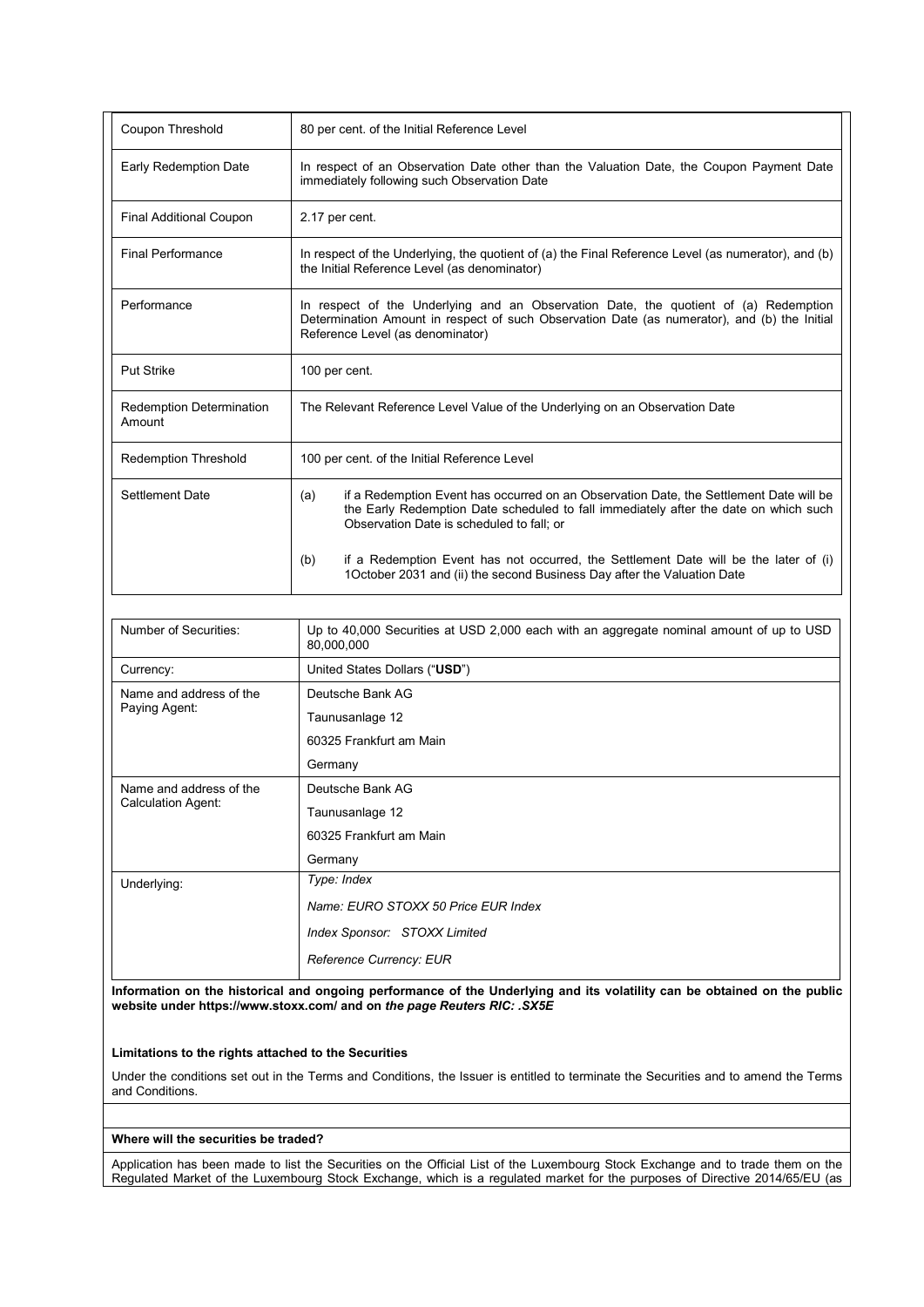| | |
|---|---|
| Coupon Threshold | 80 per cent. of the Initial Reference Level |
| Early Redemption Date | In respect of an Observation Date other than the Valuation Date, the Coupon Payment Date immediately following such Observation Date |
| Final Additional Coupon | 2.17 per cent. |
| Final Performance | In respect of the Underlying, the quotient of (a) the Final Reference Level (as numerator), and (b) the Initial Reference Level (as denominator) |
| Performance | In respect of the Underlying and an Observation Date, the quotient of (a) Redemption Determination Amount in respect of such Observation Date (as numerator), and (b) the Initial Reference Level (as denominator) |
| Put Strike | 100 per cent. |
| Redemption Determination Amount | The Relevant Reference Level Value of the Underlying on an Observation Date |
| Redemption Threshold | 100 per cent. of the Initial Reference Level |
| Settlement Date | (a) if a Redemption Event has occurred on an Observation Date, the Settlement Date will be the Early Redemption Date scheduled to fall immediately after the date on which such Observation Date is scheduled to fall; or<br><br>(b) if a Redemption Event has not occurred, the Settlement Date will be the later of (i) 1October 2031 and (ii) the second Business Day after the Valuation Date |

| | |
|---|---|
| Number of Securities: | Up to 40,000 Securities at USD 2,000 each with an aggregate nominal amount of up to USD 80,000,000 |
| Currency: | United States Dollars ("**USD**") |
| Name and address of the Paying Agent: | Deutsche Bank AG<br>Taunusanlage 12<br>60325 Frankfurt am Main<br>Germany |
| Name and address of the Calculation Agent: | Deutsche Bank AG<br>Taunusanlage 12<br>60325 Frankfurt am Main<br>Germany |
| Underlying: | *Type: Index*<br>*Name: EURO STOXX 50 Price EUR Index*<br>*Index Sponsor: STOXX Limited*<br>*Reference Currency: EUR* |

**Information on the historical and ongoing performance of the Underlying and its volatility can be obtained on the public website under https://www.stoxx.com/ and on *the page Reuters RIC: .SX5E***

**Limitations to the rights attached to the Securities**

Under the conditions set out in the Terms and Conditions, the Issuer is entitled to terminate the Securities and to amend the Terms and Conditions.

**Where will the securities be traded?**

Application has been made to list the Securities on the Official List of the Luxembourg Stock Exchange and to trade them on the Regulated Market of the Luxembourg Stock Exchange, which is a regulated market for the purposes of Directive 2014/65/EU (as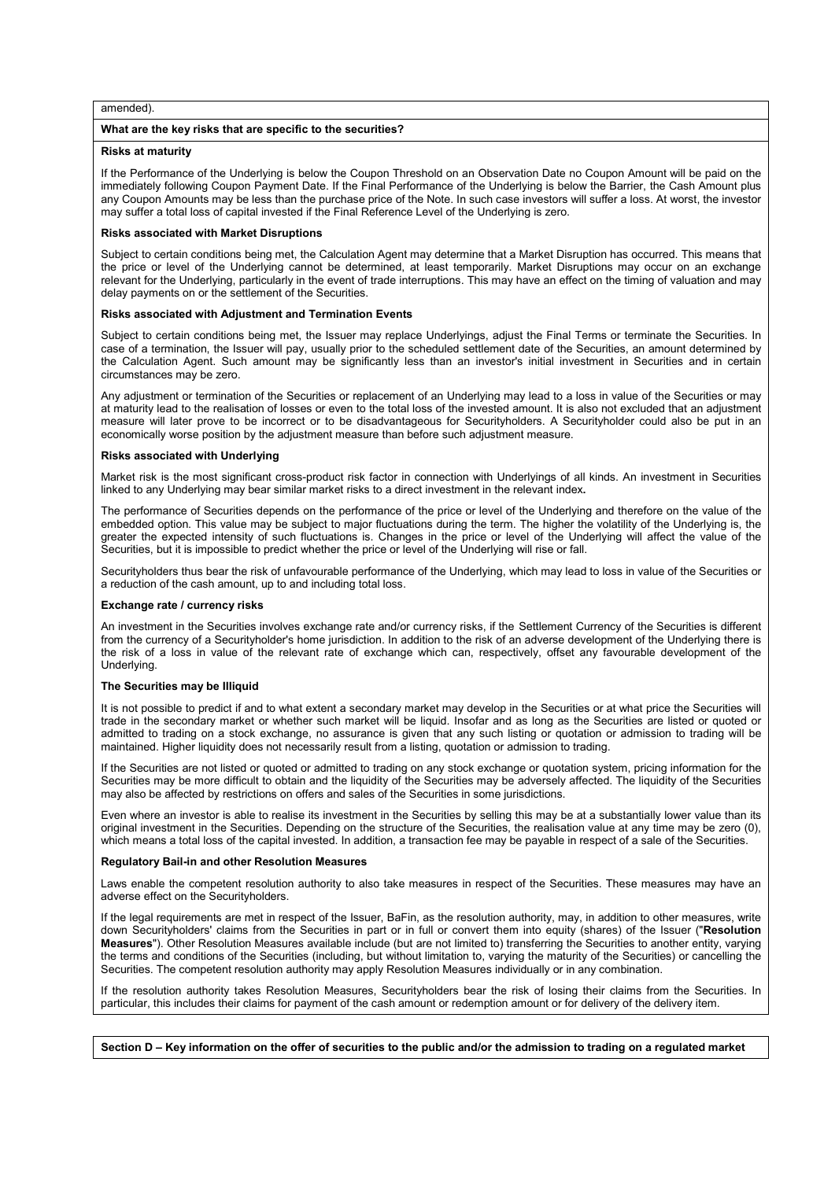amended).

**What are the key risks that are specific to the securities?**

**Risks at maturity**

If the Performance of the Underlying is below the Coupon Threshold on an Observation Date no Coupon Amount will be paid on the immediately following Coupon Payment Date. If the Final Performance of the Underlying is below the Barrier, the Cash Amount plus any Coupon Amounts may be less than the purchase price of the Note. In such case investors will suffer a loss. At worst, the investor may suffer a total loss of capital invested if the Final Reference Level of the Underlying is zero.

**Risks associated with Market Disruptions**

Subject to certain conditions being met, the Calculation Agent may determine that a Market Disruption has occurred. This means that the price or level of the Underlying cannot be determined, at least temporarily. Market Disruptions may occur on an exchange relevant for the Underlying, particularly in the event of trade interruptions. This may have an effect on the timing of valuation and may delay payments on or the settlement of the Securities.

**Risks associated with Adjustment and Termination Events**

Subject to certain conditions being met, the Issuer may replace Underlyings, adjust the Final Terms or terminate the Securities. In case of a termination, the Issuer will pay, usually prior to the scheduled settlement date of the Securities, an amount determined by the Calculation Agent. Such amount may be significantly less than an investor's initial investment in Securities and in certain circumstances may be zero.

Any adjustment or termination of the Securities or replacement of an Underlying may lead to a loss in value of the Securities or may at maturity lead to the realisation of losses or even to the total loss of the invested amount. It is also not excluded that an adjustment measure will later prove to be incorrect or to be disadvantageous for Securityholders. A Securityholder could also be put in an economically worse position by the adjustment measure than before such adjustment measure.

**Risks associated with Underlying**

Market risk is the most significant cross-product risk factor in connection with Underlyings of all kinds. An investment in Securities linked to any Underlying may bear similar market risks to a direct investment in the relevant index**.**

The performance of Securities depends on the performance of the price or level of the Underlying and therefore on the value of the embedded option. This value may be subject to major fluctuations during the term. The higher the volatility of the Underlying is, the greater the expected intensity of such fluctuations is. Changes in the price or level of the Underlying will affect the value of the Securities, but it is impossible to predict whether the price or level of the Underlying will rise or fall.

Securityholders thus bear the risk of unfavourable performance of the Underlying, which may lead to loss in value of the Securities or a reduction of the cash amount, up to and including total loss.

**Exchange rate / currency risks**

An investment in the Securities involves exchange rate and/or currency risks, if the Settlement Currency of the Securities is different from the currency of a Securityholder's home jurisdiction. In addition to the risk of an adverse development of the Underlying there is the risk of a loss in value of the relevant rate of exchange which can, respectively, offset any favourable development of the Underlying.

**The Securities may be Illiquid**

It is not possible to predict if and to what extent a secondary market may develop in the Securities or at what price the Securities will trade in the secondary market or whether such market will be liquid. Insofar and as long as the Securities are listed or quoted or admitted to trading on a stock exchange, no assurance is given that any such listing or quotation or admission to trading will be maintained. Higher liquidity does not necessarily result from a listing, quotation or admission to trading.

If the Securities are not listed or quoted or admitted to trading on any stock exchange or quotation system, pricing information for the Securities may be more difficult to obtain and the liquidity of the Securities may be adversely affected. The liquidity of the Securities may also be affected by restrictions on offers and sales of the Securities in some jurisdictions.

Even where an investor is able to realise its investment in the Securities by selling this may be at a substantially lower value than its original investment in the Securities. Depending on the structure of the Securities, the realisation value at any time may be zero (0), which means a total loss of the capital invested. In addition, a transaction fee may be payable in respect of a sale of the Securities.

**Regulatory Bail-in and other Resolution Measures**

Laws enable the competent resolution authority to also take measures in respect of the Securities. These measures may have an adverse effect on the Securityholders.

If the legal requirements are met in respect of the Issuer, BaFin, as the resolution authority, may, in addition to other measures, write down Securityholders' claims from the Securities in part or in full or convert them into equity (shares) of the Issuer ("**Resolution Measures**"). Other Resolution Measures available include (but are not limited to) transferring the Securities to another entity, varying the terms and conditions of the Securities (including, but without limitation to, varying the maturity of the Securities) or cancelling the Securities. The competent resolution authority may apply Resolution Measures individually or in any combination.

If the resolution authority takes Resolution Measures, Securityholders bear the risk of losing their claims from the Securities. In particular, this includes their claims for payment of the cash amount or redemption amount or for delivery of the delivery item.

**Section D – Key information on the offer of securities to the public and/or the admission to trading on a regulated market**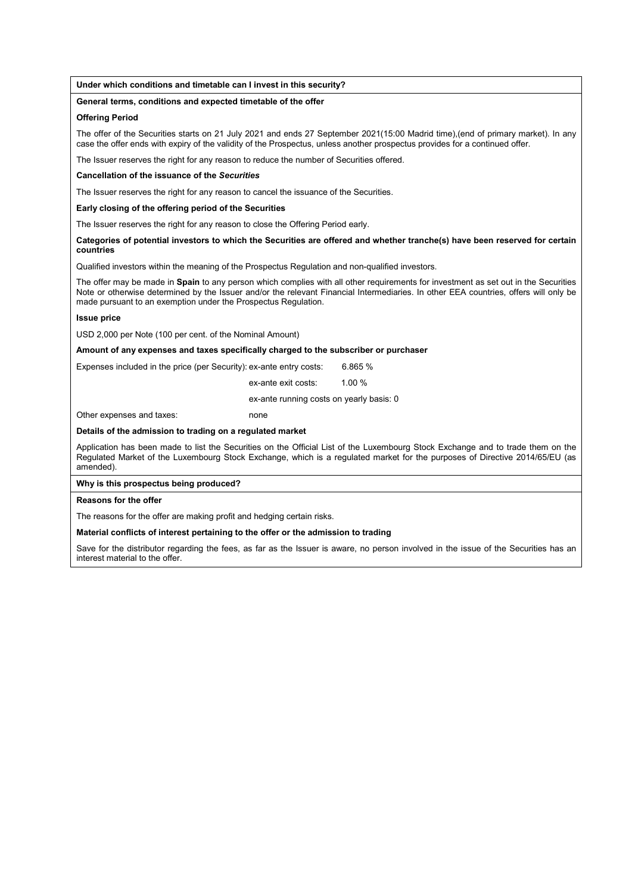**Under which conditions and timetable can I invest in this security?**

**General terms, conditions and expected timetable of the offer**

**Offering Period**

The offer of the Securities starts on 21 July 2021 and ends 27 September 2021(15:00 Madrid time),(end of primary market). In any case the offer ends with expiry of the validity of the Prospectus, unless another prospectus provides for a continued offer.

The Issuer reserves the right for any reason to reduce the number of Securities offered.

**Cancellation of the issuance of the *Securities***

The Issuer reserves the right for any reason to cancel the issuance of the Securities.

**Early closing of the offering period of the Securities**

The Issuer reserves the right for any reason to close the Offering Period early.

**Categories of potential investors to which the Securities are offered and whether tranche(s) have been reserved for certain countries**

Qualified investors within the meaning of the Prospectus Regulation and non-qualified investors.

The offer may be made in **Spain** to any person which complies with all other requirements for investment as set out in the Securities Note or otherwise determined by the Issuer and/or the relevant Financial Intermediaries. In other EEA countries, offers will only be made pursuant to an exemption under the Prospectus Regulation.

**Issue price**

USD 2,000 per Note (100 per cent. of the Nominal Amount)

**Amount of any expenses and taxes specifically charged to the subscriber or purchaser**

| | | |
|---|---|---|
| Expenses included in the price (per Security): | ex-ante entry costs: | 6.865 % |
| | ex-ante exit costs: | 1.00 % |
| | ex-ante running costs on yearly basis: 0 | |
| Other expenses and taxes: | none | |

**Details of the admission to trading on a regulated market**

Application has been made to list the Securities on the Official List of the Luxembourg Stock Exchange and to trade them on the Regulated Market of the Luxembourg Stock Exchange, which is a regulated market for the purposes of Directive 2014/65/EU (as amended).

**Why is this prospectus being produced?**

**Reasons for the offer**

The reasons for the offer are making profit and hedging certain risks.

**Material conflicts of interest pertaining to the offer or the admission to trading**

Save for the distributor regarding the fees, as far as the Issuer is aware, no person involved in the issue of the Securities has an interest material to the offer.